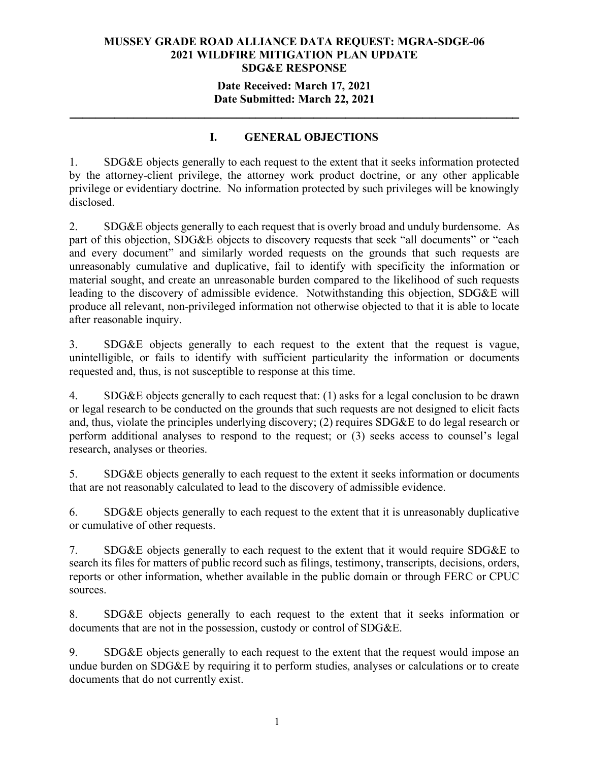**MUSSEY GRADE ROAD ALLIANCE DATA REQUEST: MGRA-SDGE-06**
**2021 WILDFIRE MITIGATION PLAN UPDATE**
**SDG&E RESPONSE**

**Date Received: March 17, 2021**
**Date Submitted: March 22, 2021**

---

## I. GENERAL OBJECTIONS

1. SDG&E objects generally to each request to the extent that it seeks information protected by the attorney-client privilege, the attorney work product doctrine, or any other applicable privilege or evidentiary doctrine. No information protected by such privileges will be knowingly disclosed.

2. SDG&E objects generally to each request that is overly broad and unduly burdensome. As part of this objection, SDG&E objects to discovery requests that seek "all documents" or "each and every document" and similarly worded requests on the grounds that such requests are unreasonably cumulative and duplicative, fail to identify with specificity the information or material sought, and create an unreasonable burden compared to the likelihood of such requests leading to the discovery of admissible evidence. Notwithstanding this objection, SDG&E will produce all relevant, non-privileged information not otherwise objected to that it is able to locate after reasonable inquiry.

3. SDG&E objects generally to each request to the extent that the request is vague, unintelligible, or fails to identify with sufficient particularity the information or documents requested and, thus, is not susceptible to response at this time.

4. SDG&E objects generally to each request that: (1) asks for a legal conclusion to be drawn or legal research to be conducted on the grounds that such requests are not designed to elicit facts and, thus, violate the principles underlying discovery; (2) requires SDG&E to do legal research or perform additional analyses to respond to the request; or (3) seeks access to counsel's legal research, analyses or theories.

5. SDG&E objects generally to each request to the extent it seeks information or documents that are not reasonably calculated to lead to the discovery of admissible evidence.

6. SDG&E objects generally to each request to the extent that it is unreasonably duplicative or cumulative of other requests.

7. SDG&E objects generally to each request to the extent that it would require SDG&E to search its files for matters of public record such as filings, testimony, transcripts, decisions, orders, reports or other information, whether available in the public domain or through FERC or CPUC sources.

8. SDG&E objects generally to each request to the extent that it seeks information or documents that are not in the possession, custody or control of SDG&E.

9. SDG&E objects generally to each request to the extent that the request would impose an undue burden on SDG&E by requiring it to perform studies, analyses or calculations or to create documents that do not currently exist.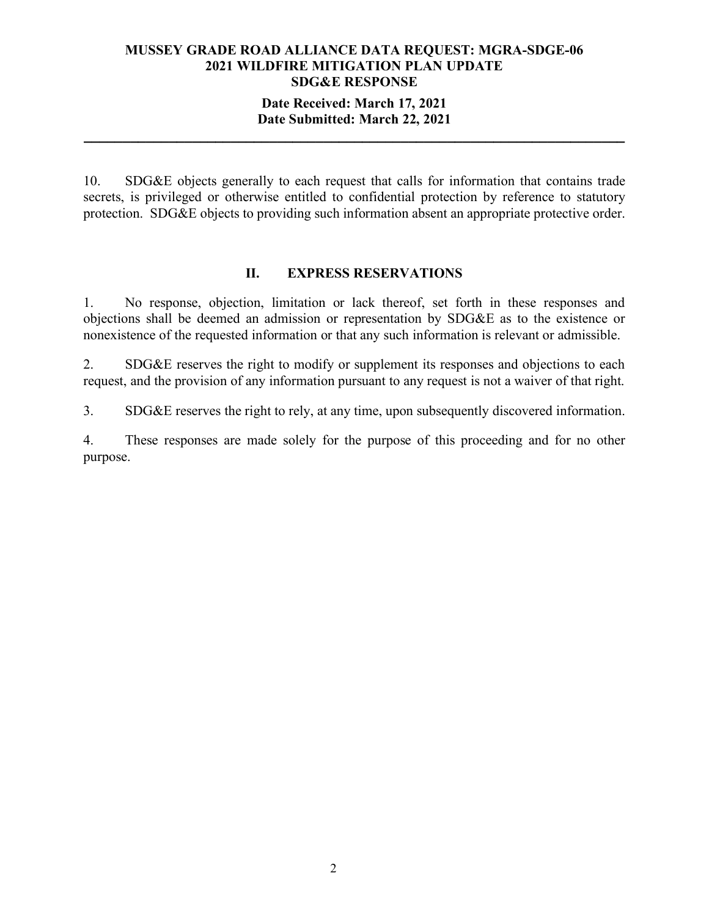10. SDG&E objects generally to each request that calls for information that contains trade secrets, is privileged or otherwise entitled to confidential protection by reference to statutory protection. SDG&E objects to providing such information absent an appropriate protective order.

## II. EXPRESS RESERVATIONS

1. No response, objection, limitation or lack thereof, set forth in these responses and objections shall be deemed an admission or representation by SDG&E as to the existence or nonexistence of the requested information or that any such information is relevant or admissible.

2. SDG&E reserves the right to modify or supplement its responses and objections to each request, and the provision of any information pursuant to any request is not a waiver of that right.

3. SDG&E reserves the right to rely, at any time, upon subsequently discovered information.

4. These responses are made solely for the purpose of this proceeding and for no other purpose.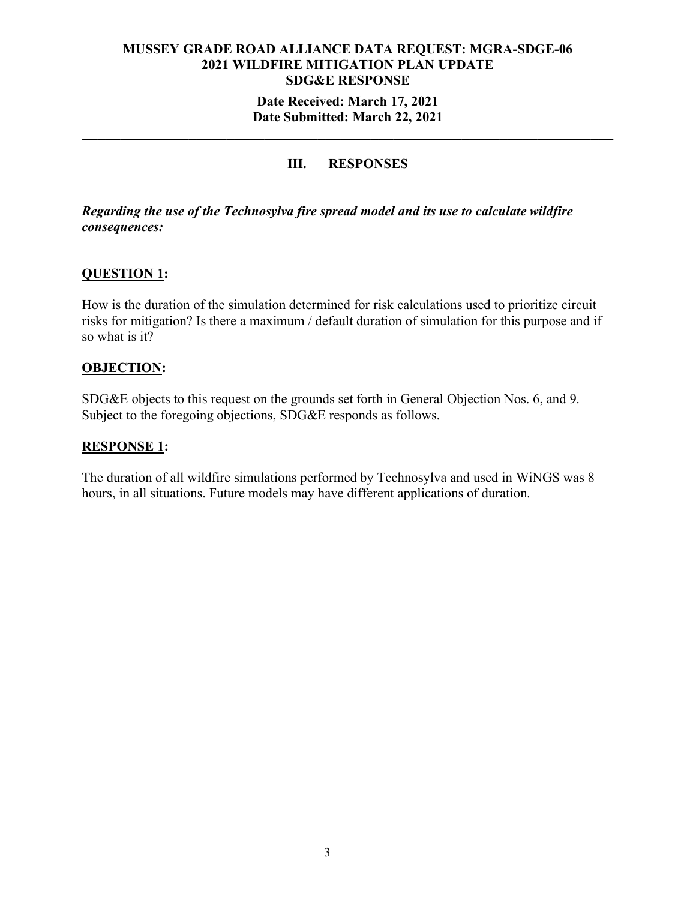**MUSSEY GRADE ROAD ALLIANCE DATA REQUEST: MGRA-SDGE-06**
**2021 WILDFIRE MITIGATION PLAN UPDATE**
**SDG&E RESPONSE**

**Date Received: March 17, 2021**
**Date Submitted: March 22, 2021**

---

## III. RESPONSES

***Regarding the use of the Technosylva fire spread model and its use to calculate wildfire consequences:***

### QUESTION 1:

How is the duration of the simulation determined for risk calculations used to prioritize circuit risks for mitigation? Is there a maximum / default duration of simulation for this purpose and if so what is it?

### OBJECTION:

SDG&E objects to this request on the grounds set forth in General Objection Nos. 6, and 9. Subject to the foregoing objections, SDG&E responds as follows.

### RESPONSE 1:

The duration of all wildfire simulations performed by Technosylva and used in WiNGS was 8 hours, in all situations. Future models may have different applications of duration.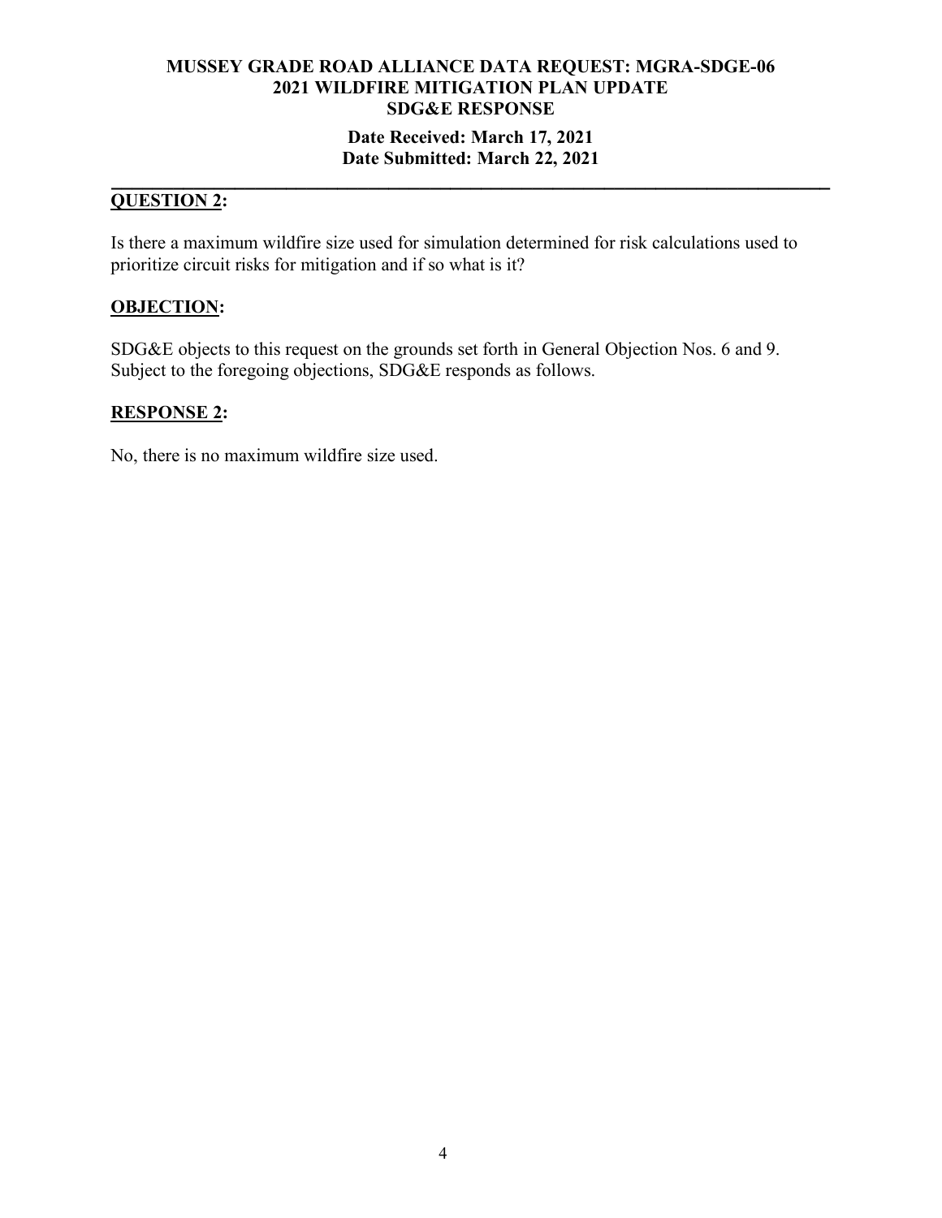**MUSSEY GRADE ROAD ALLIANCE DATA REQUEST: MGRA-SDGE-06**
**2021 WILDFIRE MITIGATION PLAN UPDATE**
**SDG&E RESPONSE**

**Date Received: March 17, 2021**
**Date Submitted: March 22, 2021**

---

**QUESTION 2:**

Is there a maximum wildfire size used for simulation determined for risk calculations used to prioritize circuit risks for mitigation and if so what is it?

**OBJECTION:**

SDG&E objects to this request on the grounds set forth in General Objection Nos. 6 and 9. Subject to the foregoing objections, SDG&E responds as follows.

**RESPONSE 2:**

No, there is no maximum wildfire size used.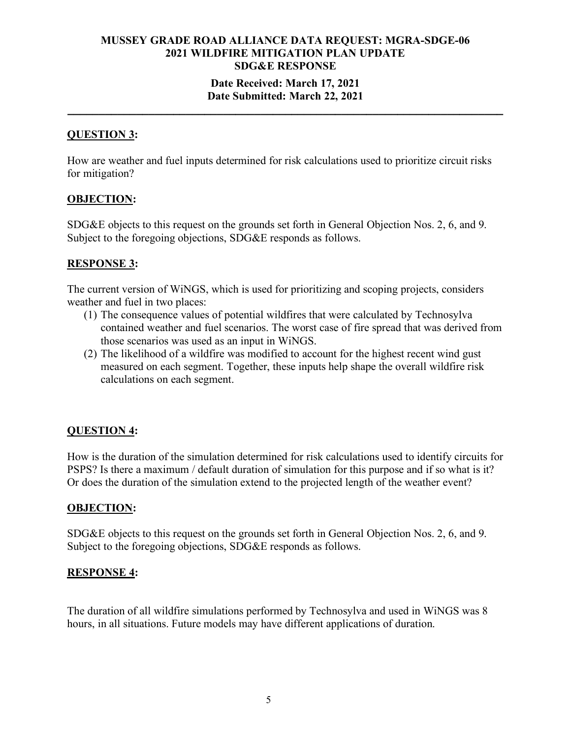**MUSSEY GRADE ROAD ALLIANCE DATA REQUEST: MGRA-SDGE-06**
**2021 WILDFIRE MITIGATION PLAN UPDATE**
**SDG&E RESPONSE**

**Date Received: March 17, 2021**
**Date Submitted: March 22, 2021**

---

## QUESTION 3:

How are weather and fuel inputs determined for risk calculations used to prioritize circuit risks for mitigation?

## OBJECTION:

SDG&E objects to this request on the grounds set forth in General Objection Nos. 2, 6, and 9. Subject to the foregoing objections, SDG&E responds as follows.

## RESPONSE 3:

The current version of WiNGS, which is used for prioritizing and scoping projects, considers weather and fuel in two places:

(1) The consequence values of potential wildfires that were calculated by Technosylva contained weather and fuel scenarios. The worst case of fire spread that was derived from those scenarios was used as an input in WiNGS.

(2) The likelihood of a wildfire was modified to account for the highest recent wind gust measured on each segment. Together, these inputs help shape the overall wildfire risk calculations on each segment.

## QUESTION 4:

How is the duration of the simulation determined for risk calculations used to identify circuits for PSPS? Is there a maximum / default duration of simulation for this purpose and if so what is it? Or does the duration of the simulation extend to the projected length of the weather event?

## OBJECTION:

SDG&E objects to this request on the grounds set forth in General Objection Nos. 2, 6, and 9. Subject to the foregoing objections, SDG&E responds as follows.

## RESPONSE 4:

The duration of all wildfire simulations performed by Technosylva and used in WiNGS was 8 hours, in all situations. Future models may have different applications of duration.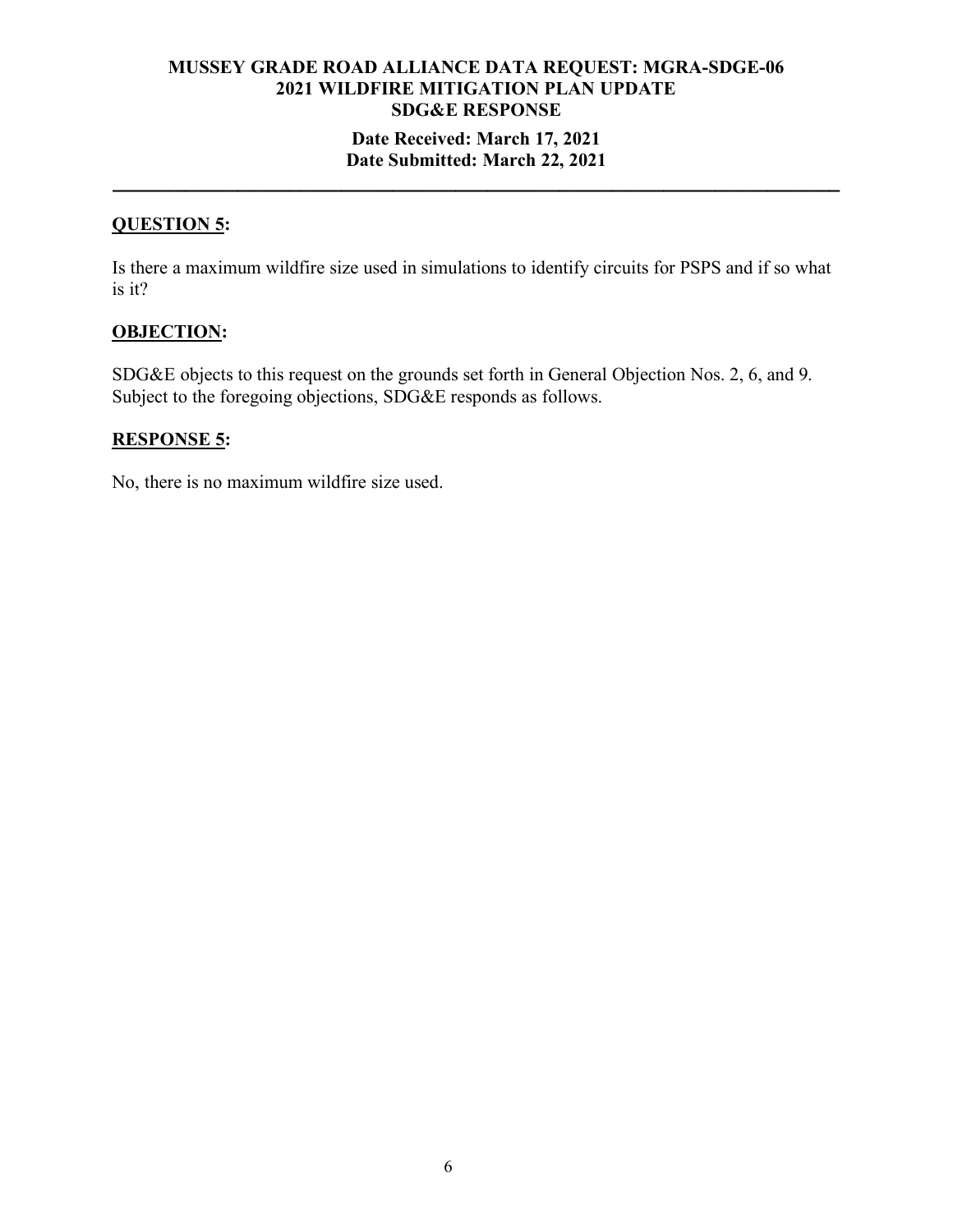**MUSSEY GRADE ROAD ALLIANCE DATA REQUEST: MGRA-SDGE-06**
**2021 WILDFIRE MITIGATION PLAN UPDATE**
**SDG&E RESPONSE**

**Date Received: March 17, 2021**
**Date Submitted: March 22, 2021**

---

## QUESTION 5:

Is there a maximum wildfire size used in simulations to identify circuits for PSPS and if so what is it?

## OBJECTION:

SDG&E objects to this request on the grounds set forth in General Objection Nos. 2, 6, and 9. Subject to the foregoing objections, SDG&E responds as follows.

## RESPONSE 5:

No, there is no maximum wildfire size used.